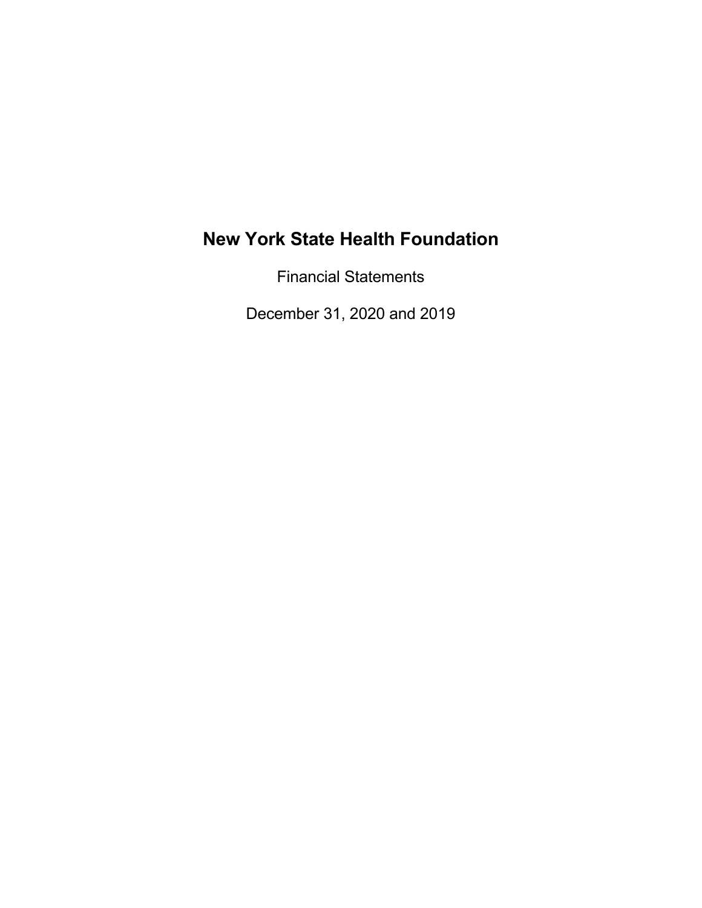# New York State Health Foundation

Financial Statements

December 31, 2020 and 2019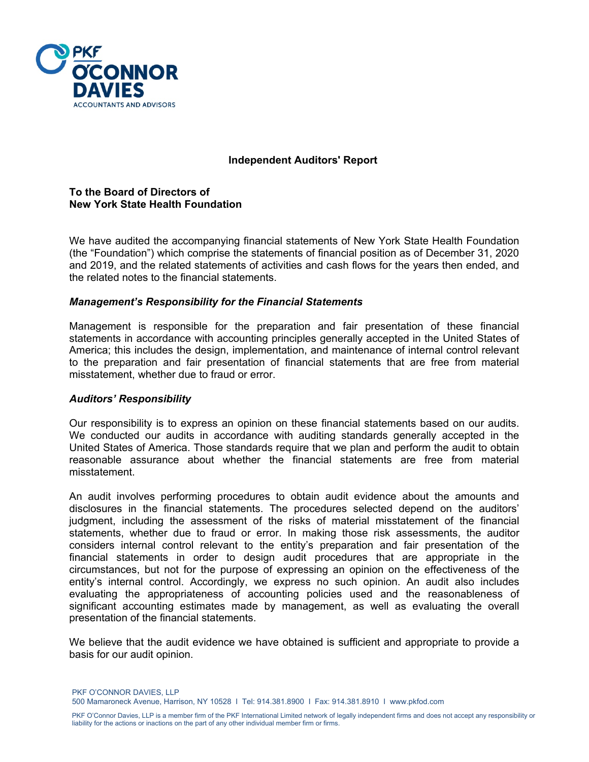# Independent Auditors' Report

**To the Board of Directors of**
**New York State Health Foundation**

We have audited the accompanying financial statements of New York State Health Foundation (the "Foundation") which comprise the statements of financial position as of December 31, 2020 and 2019, and the related statements of activities and cash flows for the years then ended, and the related notes to the financial statements.

## *Management's Responsibility for the Financial Statements*

Management is responsible for the preparation and fair presentation of these financial statements in accordance with accounting principles generally accepted in the United States of America; this includes the design, implementation, and maintenance of internal control relevant to the preparation and fair presentation of financial statements that are free from material misstatement, whether due to fraud or error.

## *Auditors' Responsibility*

Our responsibility is to express an opinion on these financial statements based on our audits. We conducted our audits in accordance with auditing standards generally accepted in the United States of America. Those standards require that we plan and perform the audit to obtain reasonable assurance about whether the financial statements are free from material misstatement.

An audit involves performing procedures to obtain audit evidence about the amounts and disclosures in the financial statements. The procedures selected depend on the auditors' judgment, including the assessment of the risks of material misstatement of the financial statements, whether due to fraud or error. In making those risk assessments, the auditor considers internal control relevant to the entity's preparation and fair presentation of the financial statements in order to design audit procedures that are appropriate in the circumstances, but not for the purpose of expressing an opinion on the effectiveness of the entity's internal control. Accordingly, we express no such opinion. An audit also includes evaluating the appropriateness of accounting policies used and the reasonableness of significant accounting estimates made by management, as well as evaluating the overall presentation of the financial statements.

We believe that the audit evidence we have obtained is sufficient and appropriate to provide a basis for our audit opinion.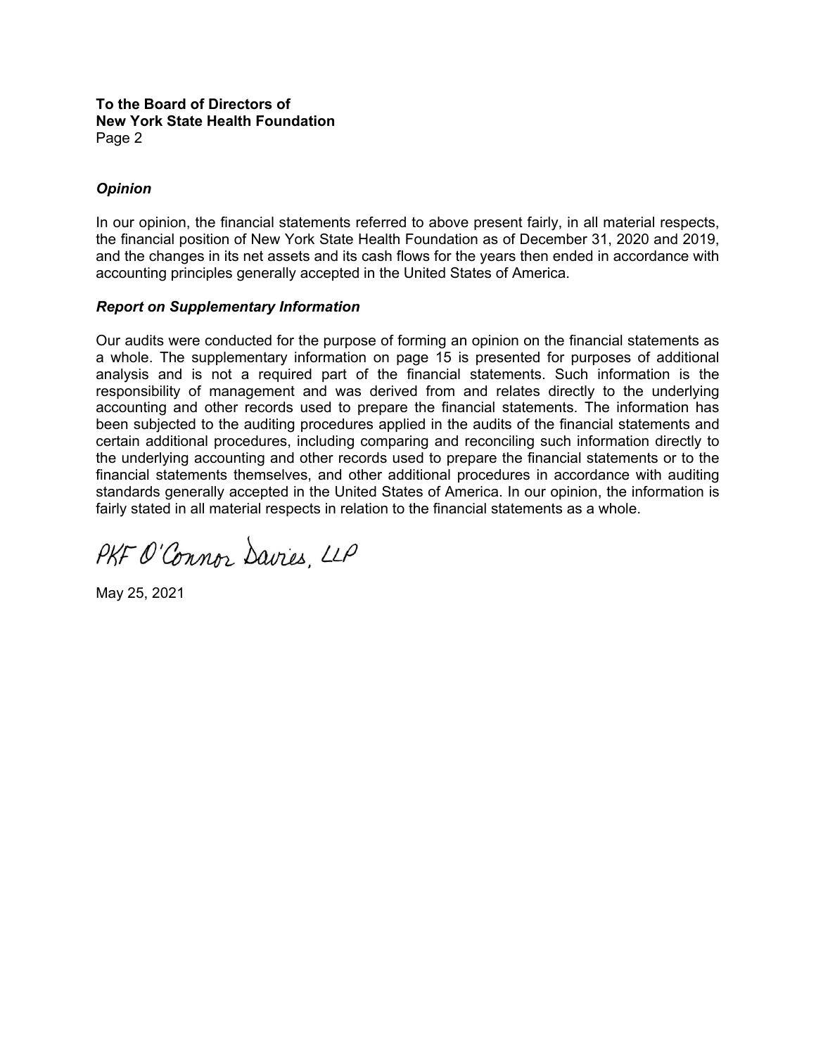**To the Board of Directors of**
**New York State Health Foundation**
Page 2

***Opinion***

In our opinion, the financial statements referred to above present fairly, in all material respects, the financial position of New York State Health Foundation as of December 31, 2020 and 2019, and the changes in its net assets and its cash flows for the years then ended in accordance with accounting principles generally accepted in the United States of America.

***Report on Supplementary Information***

Our audits were conducted for the purpose of forming an opinion on the financial statements as a whole. The supplementary information on page 15 is presented for purposes of additional analysis and is not a required part of the financial statements. Such information is the responsibility of management and was derived from and relates directly to the underlying accounting and other records used to prepare the financial statements. The information has been subjected to the auditing procedures applied in the audits of the financial statements and certain additional procedures, including comparing and reconciling such information directly to the underlying accounting and other records used to prepare the financial statements or to the financial statements themselves, and other additional procedures in accordance with auditing standards generally accepted in the United States of America. In our opinion, the information is fairly stated in all material respects in relation to the financial statements as a whole.

PKF O'Connor Davies, LLP

May 25, 2021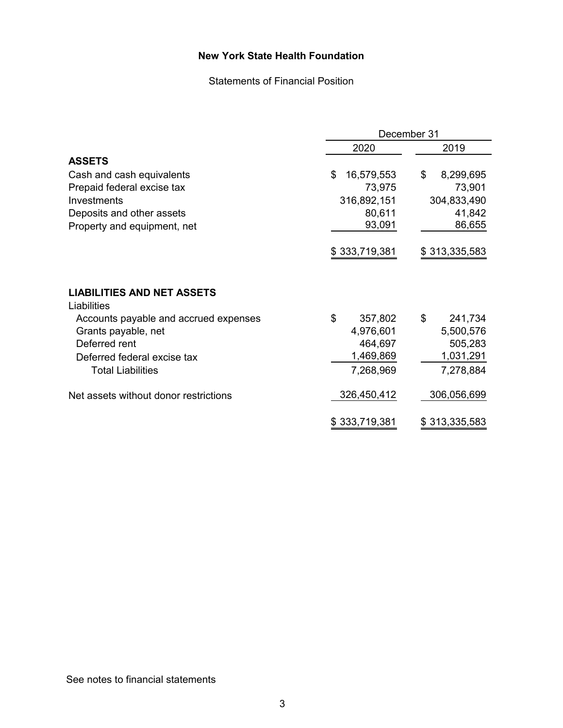# New York State Health Foundation

Statements of Financial Position

| | December 31 | |
|---|---|---|
| | 2020 | 2019 |
| **ASSETS** | | |
| Cash and cash equivalents | $ 16,579,553 | $ 8,299,695 |
| Prepaid federal excise tax | 73,975 | 73,901 |
| Investments | 316,892,151 | 304,833,490 |
| Deposits and other assets | 80,611 | 41,842 |
| Property and equipment, net | 93,091 | 86,655 |
| | $ 333,719,381 | $ 313,335,583 |
| **LIABILITIES AND NET ASSETS** | | |
| Liabilities | | |
| Accounts payable and accrued expenses | $ 357,802 | $ 241,734 |
| Grants payable, net | 4,976,601 | 5,500,576 |
| Deferred rent | 464,697 | 505,283 |
| Deferred federal excise tax | 1,469,869 | 1,031,291 |
| Total Liabilities | 7,268,969 | 7,278,884 |
| Net assets without donor restrictions | 326,450,412 | 306,056,699 |
| | $ 333,719,381 | $ 313,335,583 |

See notes to financial statements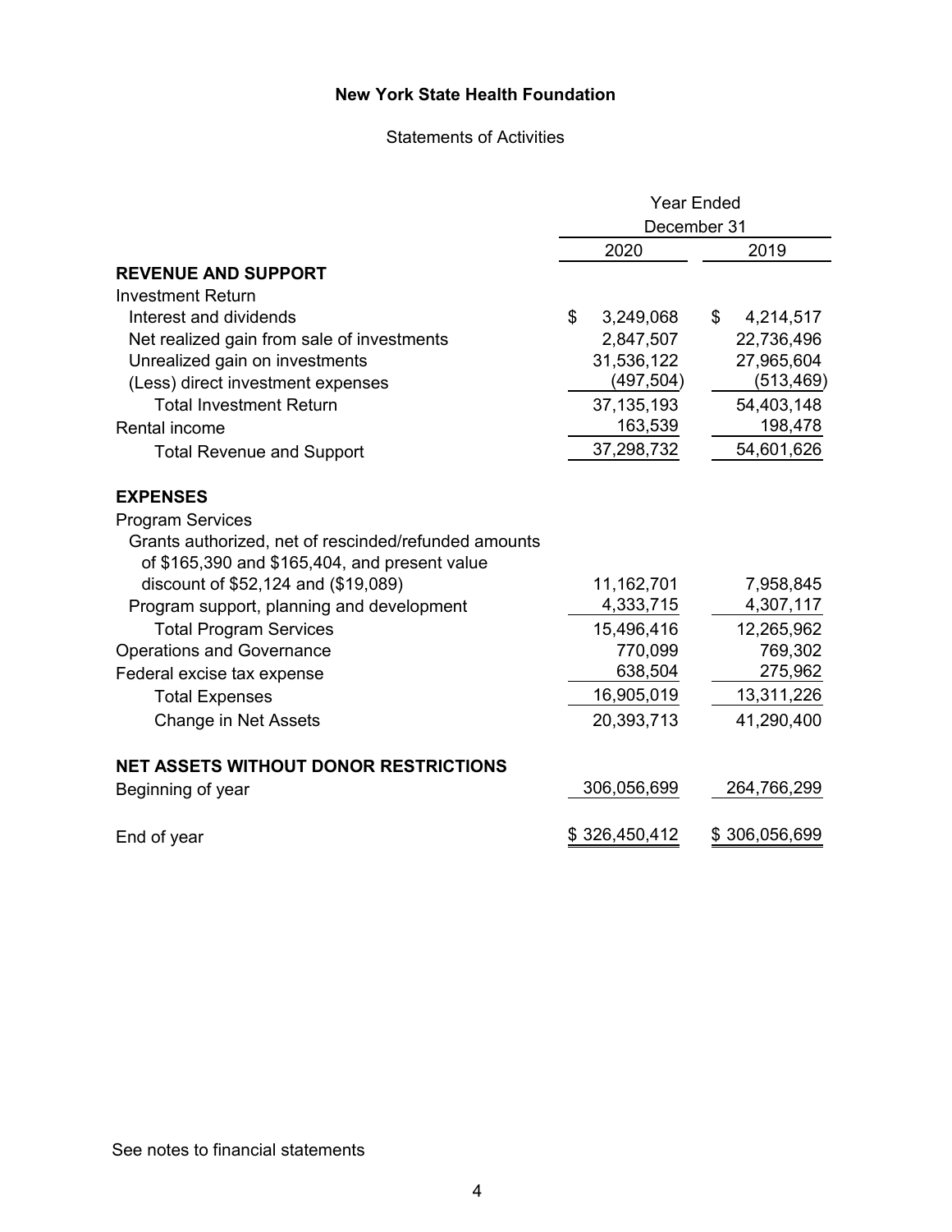**New York State Health Foundation**

Statements of Activities

| | Year Ended December 31 | |
|---|---|---|
| | 2020 | 2019 |
| **REVENUE AND SUPPORT** | | |
| Investment Return | | |
| Interest and dividends | $ 3,249,068 | $ 4,214,517 |
| Net realized gain from sale of investments | 2,847,507 | 22,736,496 |
| Unrealized gain on investments | 31,536,122 | 27,965,604 |
| (Less) direct investment expenses | (497,504) | (513,469) |
| Total Investment Return | 37,135,193 | 54,403,148 |
| Rental income | 163,539 | 198,478 |
| Total Revenue and Support | 37,298,732 | 54,601,626 |
| **EXPENSES** | | |
| Program Services | | |
| Grants authorized, net of rescinded/refunded amounts of $165,390 and $165,404, and present value discount of $52,124 and ($19,089) | 11,162,701 | 7,958,845 |
| Program support, planning and development | 4,333,715 | 4,307,117 |
| Total Program Services | 15,496,416 | 12,265,962 |
| Operations and Governance | 770,099 | 769,302 |
| Federal excise tax expense | 638,504 | 275,962 |
| Total Expenses | 16,905,019 | 13,311,226 |
| Change in Net Assets | 20,393,713 | 41,290,400 |
| **NET ASSETS WITHOUT DONOR RESTRICTIONS** | | |
| Beginning of year | 306,056,699 | 264,766,299 |
| End of year | $ 326,450,412 | $ 306,056,699 |

See notes to financial statements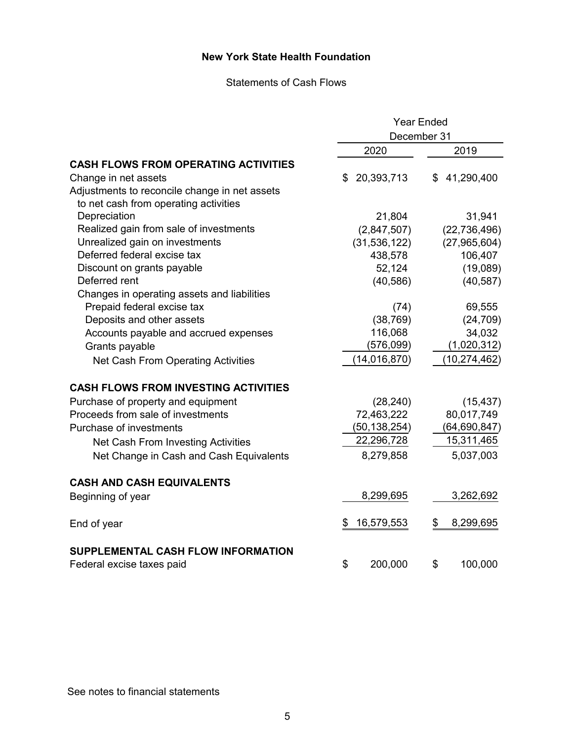# New York State Health Foundation

## Statements of Cash Flows

| | Year Ended December 31 | |
|---|---|---|
| | 2020 | 2019 |
| **CASH FLOWS FROM OPERATING ACTIVITIES** | | |
| Change in net assets | $ 20,393,713 | $ 41,290,400 |
| Adjustments to reconcile change in net assets to net cash from operating activities | | |
| Depreciation | 21,804 | 31,941 |
| Realized gain from sale of investments | (2,847,507) | (22,736,496) |
| Unrealized gain on investments | (31,536,122) | (27,965,604) |
| Deferred federal excise tax | 438,578 | 106,407 |
| Discount on grants payable | 52,124 | (19,089) |
| Deferred rent | (40,586) | (40,587) |
| Changes in operating assets and liabilities | | |
| Prepaid federal excise tax | (74) | 69,555 |
| Deposits and other assets | (38,769) | (24,709) |
| Accounts payable and accrued expenses | 116,068 | 34,032 |
| Grants payable | (576,099) | (1,020,312) |
| Net Cash From Operating Activities | (14,016,870) | (10,274,462) |
| **CASH FLOWS FROM INVESTING ACTIVITIES** | | |
| Purchase of property and equipment | (28,240) | (15,437) |
| Proceeds from sale of investments | 72,463,222 | 80,017,749 |
| Purchase of investments | (50,138,254) | (64,690,847) |
| Net Cash From Investing Activities | 22,296,728 | 15,311,465 |
| Net Change in Cash and Cash Equivalents | 8,279,858 | 5,037,003 |
| **CASH AND CASH EQUIVALENTS** | | |
| Beginning of year | 8,299,695 | 3,262,692 |
| End of year | $ 16,579,553 | $ 8,299,695 |
| **SUPPLEMENTAL CASH FLOW INFORMATION** | | |
| Federal excise taxes paid | $ 200,000 | $ 100,000 |

See notes to financial statements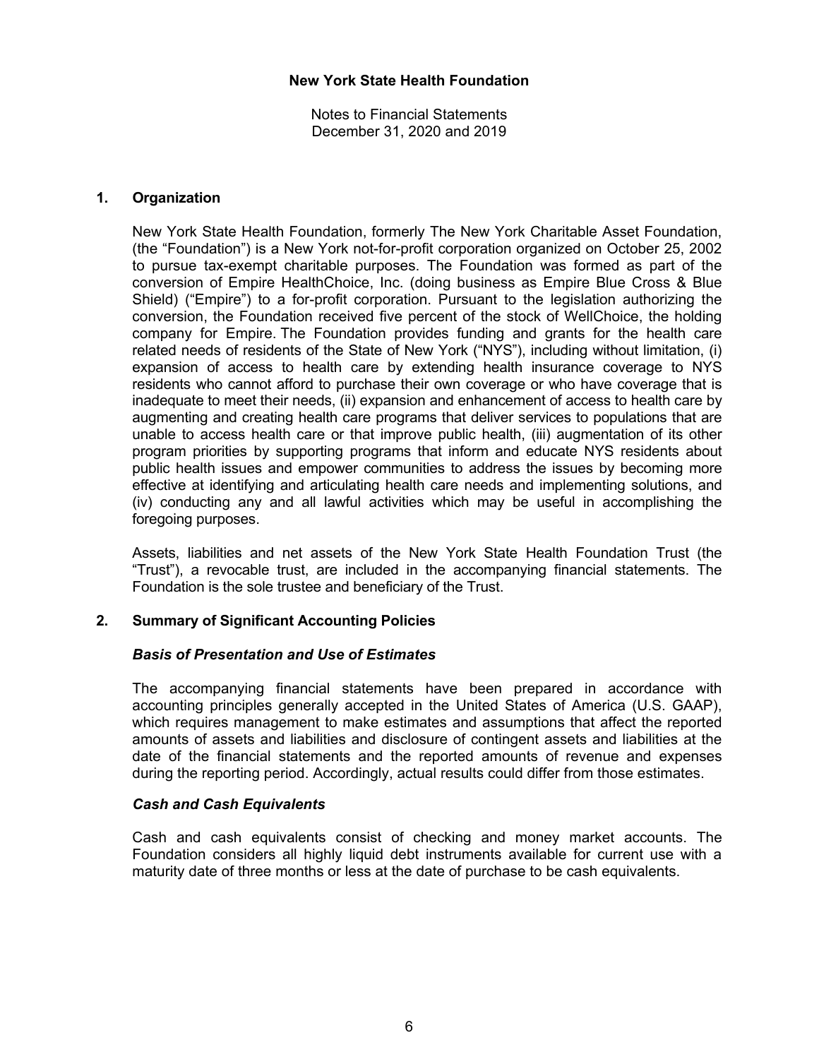**New York State Health Foundation**

Notes to Financial Statements
December 31, 2020 and 2019

## 1. Organization

New York State Health Foundation, formerly The New York Charitable Asset Foundation, (the "Foundation") is a New York not-for-profit corporation organized on October 25, 2002 to pursue tax-exempt charitable purposes. The Foundation was formed as part of the conversion of Empire HealthChoice, Inc. (doing business as Empire Blue Cross & Blue Shield) ("Empire") to a for-profit corporation. Pursuant to the legislation authorizing the conversion, the Foundation received five percent of the stock of WellChoice, the holding company for Empire. The Foundation provides funding and grants for the health care related needs of residents of the State of New York ("NYS"), including without limitation, (i) expansion of access to health care by extending health insurance coverage to NYS residents who cannot afford to purchase their own coverage or who have coverage that is inadequate to meet their needs, (ii) expansion and enhancement of access to health care by augmenting and creating health care programs that deliver services to populations that are unable to access health care or that improve public health, (iii) augmentation of its other program priorities by supporting programs that inform and educate NYS residents about public health issues and empower communities to address the issues by becoming more effective at identifying and articulating health care needs and implementing solutions, and (iv) conducting any and all lawful activities which may be useful in accomplishing the foregoing purposes.

Assets, liabilities and net assets of the New York State Health Foundation Trust (the "Trust"), a revocable trust, are included in the accompanying financial statements. The Foundation is the sole trustee and beneficiary of the Trust.

## 2. Summary of Significant Accounting Policies

### *Basis of Presentation and Use of Estimates*

The accompanying financial statements have been prepared in accordance with accounting principles generally accepted in the United States of America (U.S. GAAP), which requires management to make estimates and assumptions that affect the reported amounts of assets and liabilities and disclosure of contingent assets and liabilities at the date of the financial statements and the reported amounts of revenue and expenses during the reporting period. Accordingly, actual results could differ from those estimates.

### *Cash and Cash Equivalents*

Cash and cash equivalents consist of checking and money market accounts. The Foundation considers all highly liquid debt instruments available for current use with a maturity date of three months or less at the date of purchase to be cash equivalents.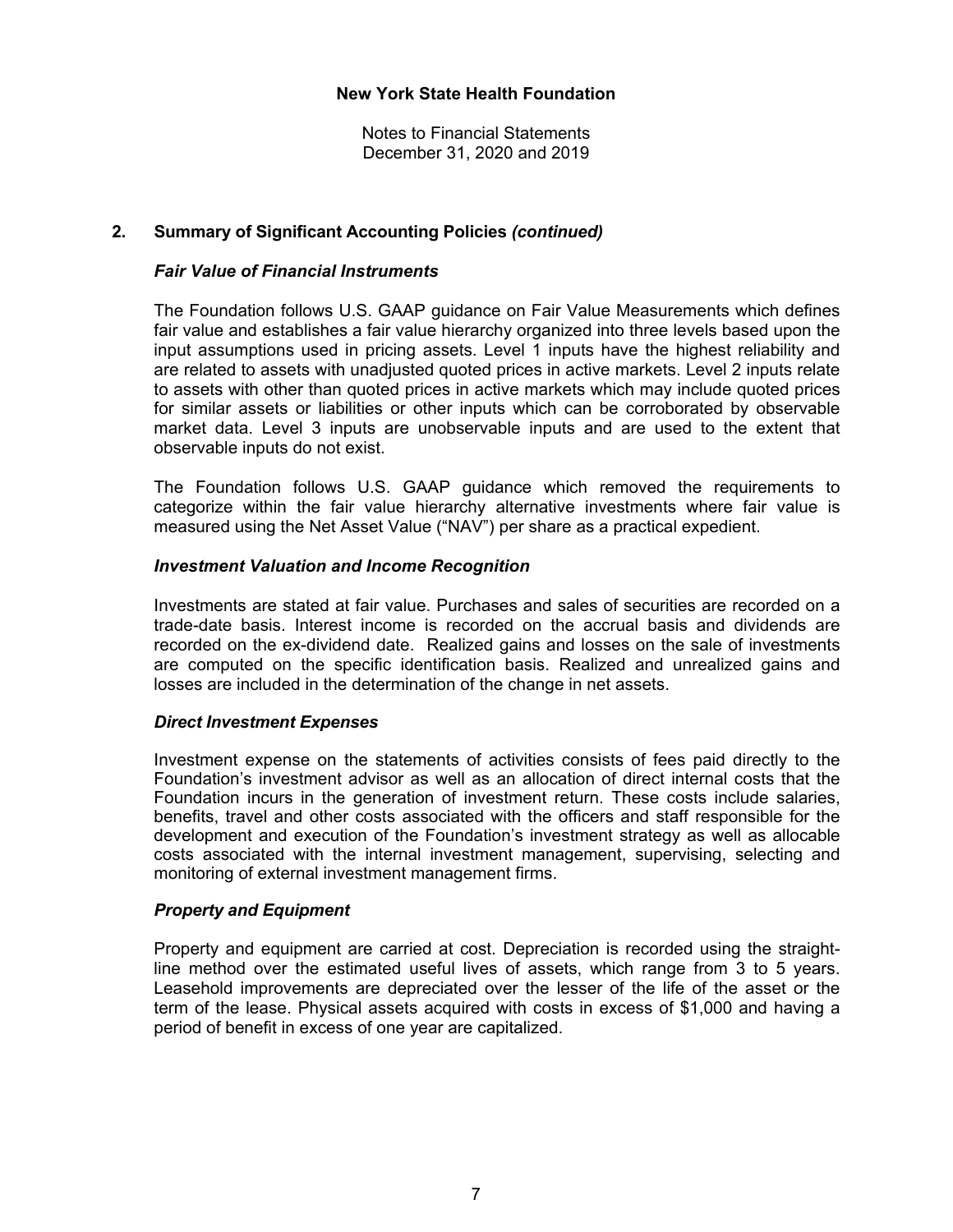**New York State Health Foundation**

Notes to Financial Statements
December 31, 2020 and 2019

## 2. Summary of Significant Accounting Policies *(continued)*

### *Fair Value of Financial Instruments*

The Foundation follows U.S. GAAP guidance on Fair Value Measurements which defines fair value and establishes a fair value hierarchy organized into three levels based upon the input assumptions used in pricing assets. Level 1 inputs have the highest reliability and are related to assets with unadjusted quoted prices in active markets. Level 2 inputs relate to assets with other than quoted prices in active markets which may include quoted prices for similar assets or liabilities or other inputs which can be corroborated by observable market data. Level 3 inputs are unobservable inputs and are used to the extent that observable inputs do not exist.

The Foundation follows U.S. GAAP guidance which removed the requirements to categorize within the fair value hierarchy alternative investments where fair value is measured using the Net Asset Value ("NAV") per share as a practical expedient.

### *Investment Valuation and Income Recognition*

Investments are stated at fair value. Purchases and sales of securities are recorded on a trade-date basis. Interest income is recorded on the accrual basis and dividends are recorded on the ex-dividend date. Realized gains and losses on the sale of investments are computed on the specific identification basis. Realized and unrealized gains and losses are included in the determination of the change in net assets.

### *Direct Investment Expenses*

Investment expense on the statements of activities consists of fees paid directly to the Foundation's investment advisor as well as an allocation of direct internal costs that the Foundation incurs in the generation of investment return. These costs include salaries, benefits, travel and other costs associated with the officers and staff responsible for the development and execution of the Foundation's investment strategy as well as allocable costs associated with the internal investment management, supervising, selecting and monitoring of external investment management firms.

### *Property and Equipment*

Property and equipment are carried at cost. Depreciation is recorded using the straight-line method over the estimated useful lives of assets, which range from 3 to 5 years. Leasehold improvements are depreciated over the lesser of the life of the asset or the term of the lease. Physical assets acquired with costs in excess of $1,000 and having a period of benefit in excess of one year are capitalized.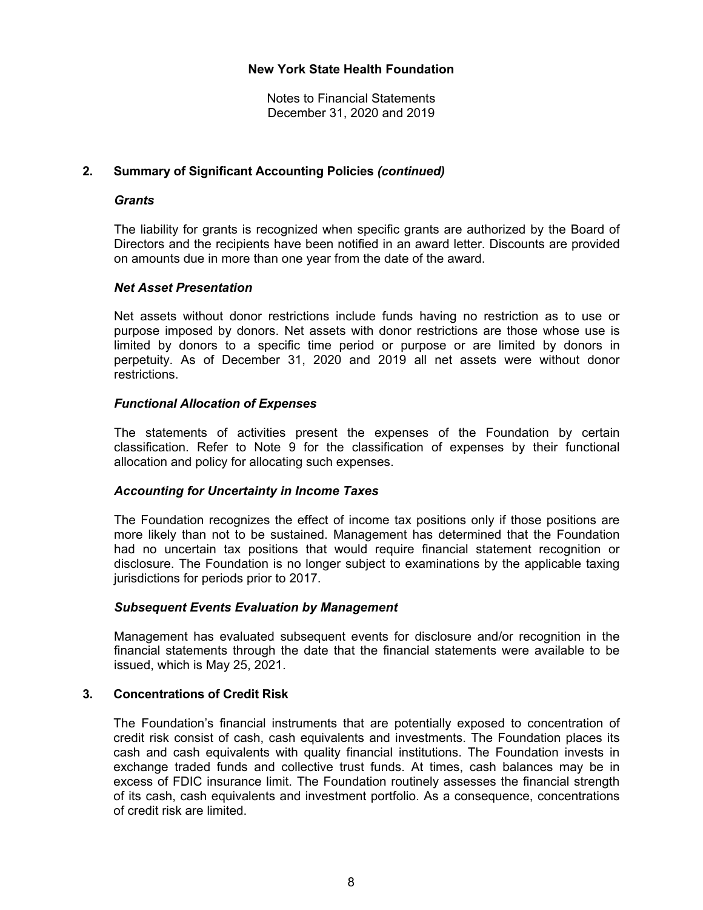## 2. Summary of Significant Accounting Policies *(continued)*

### *Grants*

The liability for grants is recognized when specific grants are authorized by the Board of Directors and the recipients have been notified in an award letter. Discounts are provided on amounts due in more than one year from the date of the award.

### *Net Asset Presentation*

Net assets without donor restrictions include funds having no restriction as to use or purpose imposed by donors. Net assets with donor restrictions are those whose use is limited by donors to a specific time period or purpose or are limited by donors in perpetuity. As of December 31, 2020 and 2019 all net assets were without donor restrictions.

### *Functional Allocation of Expenses*

The statements of activities present the expenses of the Foundation by certain classification. Refer to Note 9 for the classification of expenses by their functional allocation and policy for allocating such expenses.

### *Accounting for Uncertainty in Income Taxes*

The Foundation recognizes the effect of income tax positions only if those positions are more likely than not to be sustained. Management has determined that the Foundation had no uncertain tax positions that would require financial statement recognition or disclosure. The Foundation is no longer subject to examinations by the applicable taxing jurisdictions for periods prior to 2017.

### *Subsequent Events Evaluation by Management*

Management has evaluated subsequent events for disclosure and/or recognition in the financial statements through the date that the financial statements were available to be issued, which is May 25, 2021.

## 3. Concentrations of Credit Risk

The Foundation's financial instruments that are potentially exposed to concentration of credit risk consist of cash, cash equivalents and investments. The Foundation places its cash and cash equivalents with quality financial institutions. The Foundation invests in exchange traded funds and collective trust funds. At times, cash balances may be in excess of FDIC insurance limit. The Foundation routinely assesses the financial strength of its cash, cash equivalents and investment portfolio. As a consequence, concentrations of credit risk are limited.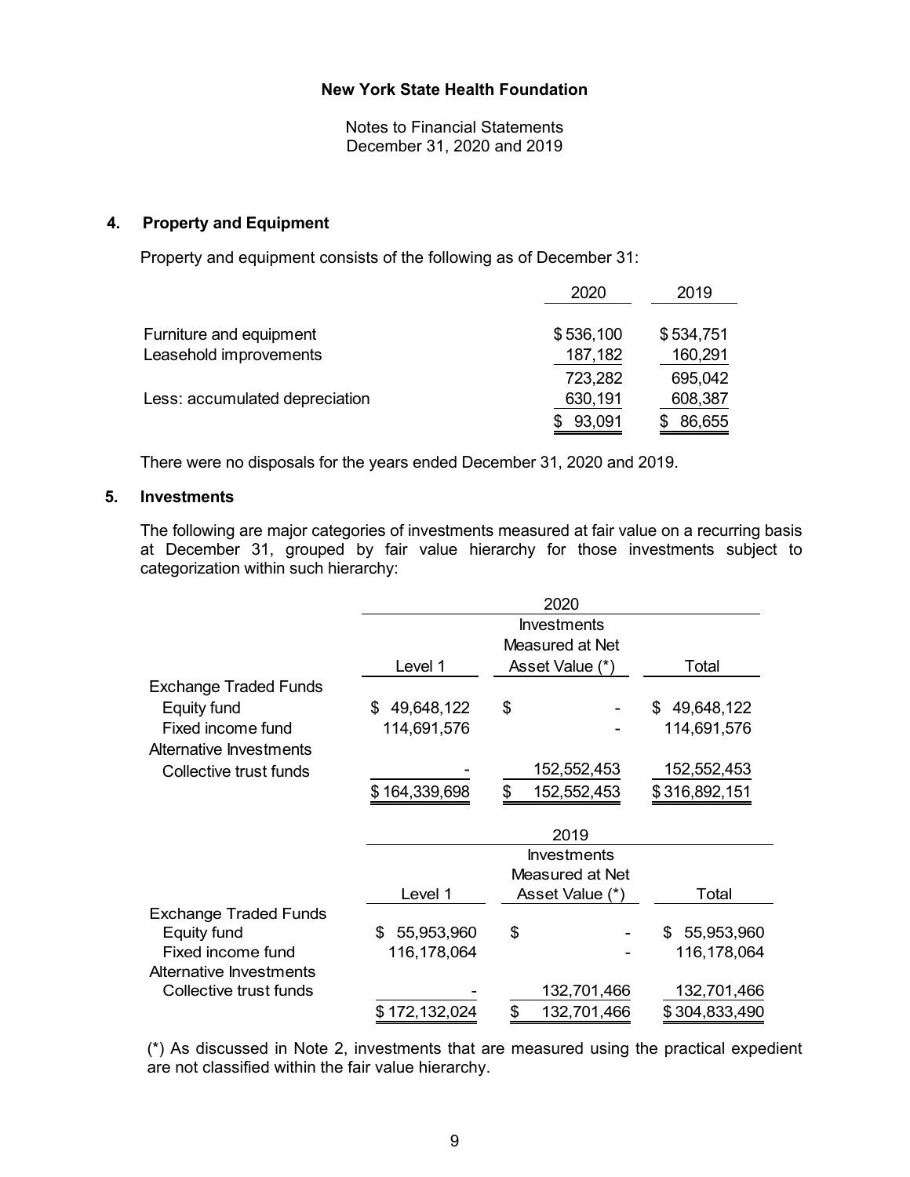**New York State Health Foundation**

Notes to Financial Statements
December 31, 2020 and 2019

## 4. Property and Equipment

Property and equipment consists of the following as of December 31:

| | 2020 | 2019 |
|---|---|---|
| Furniture and equipment | $ 536,100 | $ 534,751 |
| Leasehold improvements | 187,182 | 160,291 |
| | 723,282 | 695,042 |
| Less: accumulated depreciation | 630,191 | 608,387 |
| | $ 93,091 | $ 86,655 |

There were no disposals for the years ended December 31, 2020 and 2019.

## 5. Investments

The following are major categories of investments measured at fair value on a recurring basis at December 31, grouped by fair value hierarchy for those investments subject to categorization within such hierarchy:

| | 2020 | | |
|---|---|---|---|
| | Level 1 | Investments Measured at Net Asset Value (*) | Total |
| Exchange Traded Funds | | | |
| Equity fund | $ 49,648,122 | $ - | $ 49,648,122 |
| Fixed income fund | 114,691,576 | - | 114,691,576 |
| Alternative Investments | | | |
| Collective trust funds | - | 152,552,453 | 152,552,453 |
| | $ 164,339,698 | $ 152,552,453 | $ 316,892,151 |

| | 2019 | | |
|---|---|---|---|
| | Level 1 | Investments Measured at Net Asset Value (*) | Total |
| Exchange Traded Funds | | | |
| Equity fund | $ 55,953,960 | $ - | $ 55,953,960 |
| Fixed income fund | 116,178,064 | - | 116,178,064 |
| Alternative Investments | | | |
| Collective trust funds | - | 132,701,466 | 132,701,466 |
| | $ 172,132,024 | $ 132,701,466 | $ 304,833,490 |

(*) As discussed in Note 2, investments that are measured using the practical expedient are not classified within the fair value hierarchy.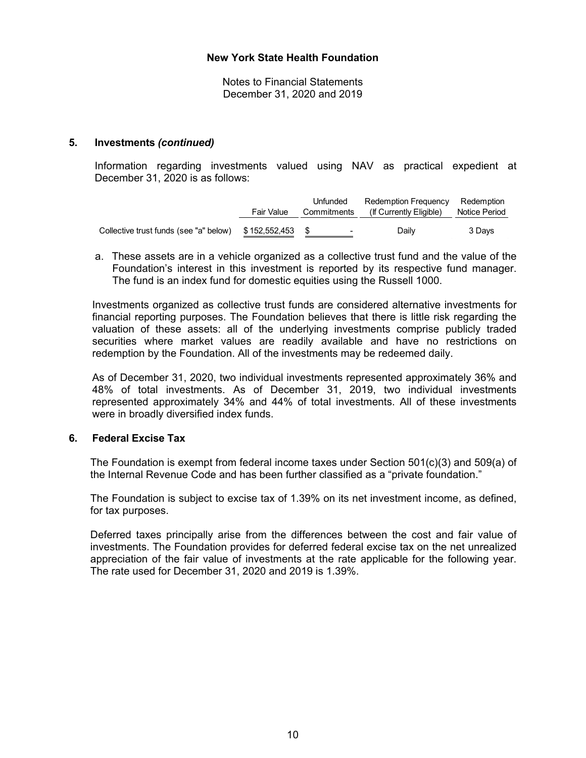**New York State Health Foundation**

Notes to Financial Statements
December 31, 2020 and 2019

## 5. Investments *(continued)*

Information regarding investments valued using NAV as practical expedient at December 31, 2020 is as follows:

| | Fair Value | Unfunded Commitments | Redemption Frequency (If Currently Eligible) | Redemption Notice Period |
|---|---|---|---|---|
| Collective trust funds (see "a" below) | $ 152,552,453 | $ - | Daily | 3 Days |

a. These assets are in a vehicle organized as a collective trust fund and the value of the Foundation's interest in this investment is reported by its respective fund manager. The fund is an index fund for domestic equities using the Russell 1000.

Investments organized as collective trust funds are considered alternative investments for financial reporting purposes. The Foundation believes that there is little risk regarding the valuation of these assets: all of the underlying investments comprise publicly traded securities where market values are readily available and have no restrictions on redemption by the Foundation. All of the investments may be redeemed daily.

As of December 31, 2020, two individual investments represented approximately 36% and 48% of total investments. As of December 31, 2019, two individual investments represented approximately 34% and 44% of total investments. All of these investments were in broadly diversified index funds.

## 6. Federal Excise Tax

The Foundation is exempt from federal income taxes under Section 501(c)(3) and 509(a) of the Internal Revenue Code and has been further classified as a "private foundation."

The Foundation is subject to excise tax of 1.39% on its net investment income, as defined, for tax purposes.

Deferred taxes principally arise from the differences between the cost and fair value of investments. The Foundation provides for deferred federal excise tax on the net unrealized appreciation of the fair value of investments at the rate applicable for the following year. The rate used for December 31, 2020 and 2019 is 1.39%.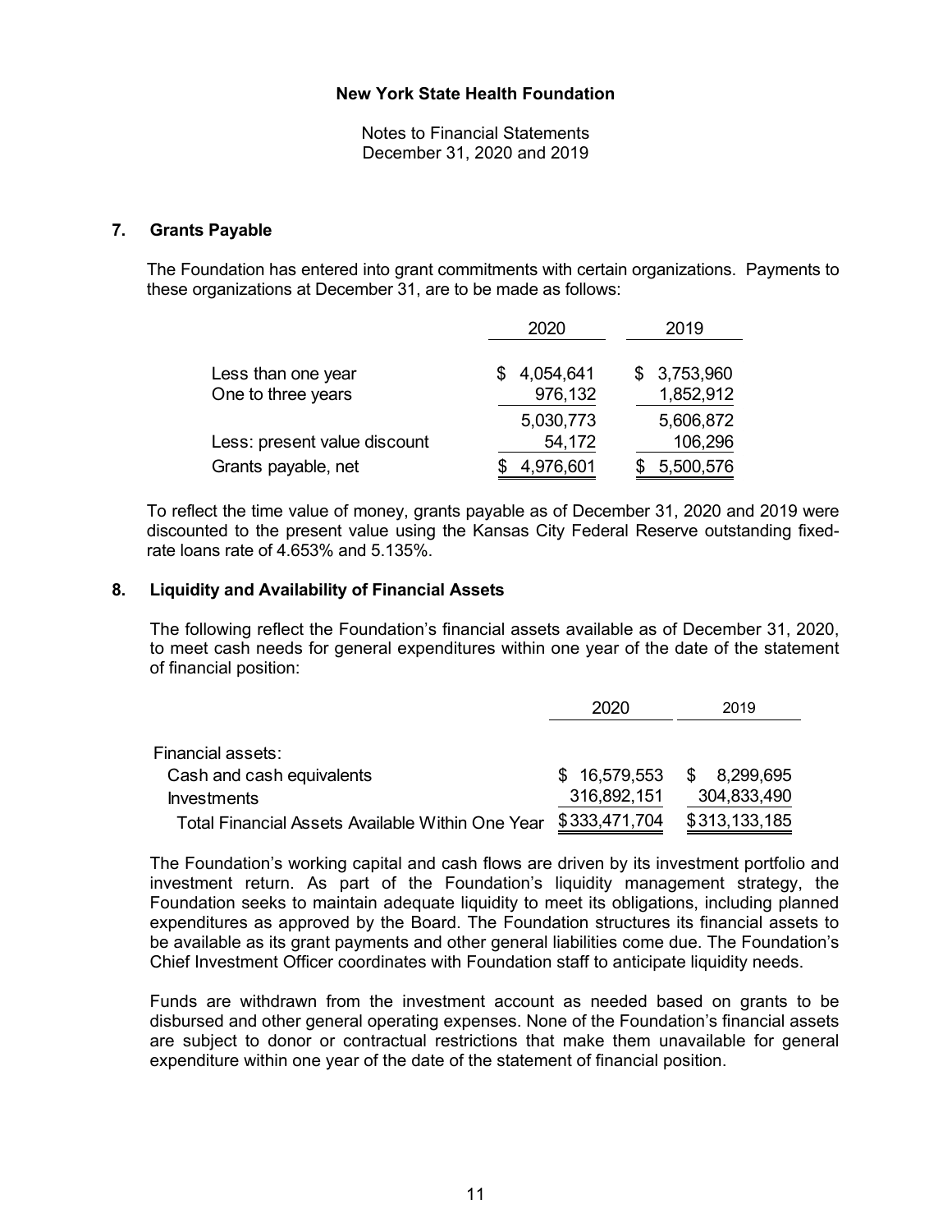**New York State Health Foundation**

Notes to Financial Statements
December 31, 2020 and 2019

## 7. Grants Payable

The Foundation has entered into grant commitments with certain organizations. Payments to these organizations at December 31, are to be made as follows:

| | 2020 | 2019 |
|---|---|---|
| Less than one year | $ 4,054,641 | $ 3,753,960 |
| One to three years | 976,132 | 1,852,912 |
| | 5,030,773 | 5,606,872 |
| Less: present value discount | 54,172 | 106,296 |
| Grants payable, net | $ 4,976,601 | $ 5,500,576 |

To reflect the time value of money, grants payable as of December 31, 2020 and 2019 were discounted to the present value using the Kansas City Federal Reserve outstanding fixed-rate loans rate of 4.653% and 5.135%.

## 8. Liquidity and Availability of Financial Assets

The following reflect the Foundation's financial assets available as of December 31, 2020, to meet cash needs for general expenditures within one year of the date of the statement of financial position:

| | 2020 | 2019 |
|---|---|---|
| Financial assets: | | |
| Cash and cash equivalents | $ 16,579,553 | $ 8,299,695 |
| Investments | 316,892,151 | 304,833,490 |
| Total Financial Assets Available Within One Year | $333,471,704 | $313,133,185 |

The Foundation's working capital and cash flows are driven by its investment portfolio and investment return. As part of the Foundation's liquidity management strategy, the Foundation seeks to maintain adequate liquidity to meet its obligations, including planned expenditures as approved by the Board. The Foundation structures its financial assets to be available as its grant payments and other general liabilities come due. The Foundation's Chief Investment Officer coordinates with Foundation staff to anticipate liquidity needs.

Funds are withdrawn from the investment account as needed based on grants to be disbursed and other general operating expenses. None of the Foundation's financial assets are subject to donor or contractual restrictions that make them unavailable for general expenditure within one year of the date of the statement of financial position.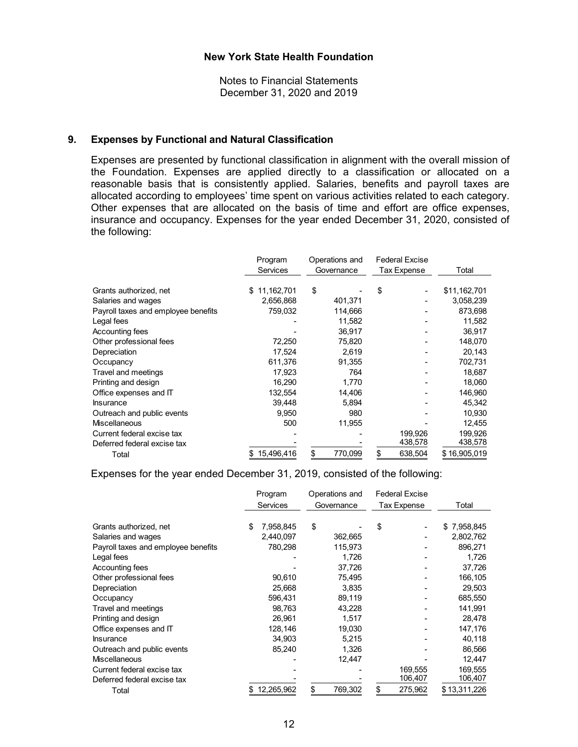**New York State Health Foundation**

Notes to Financial Statements
December 31, 2020 and 2019

## 9. Expenses by Functional and Natural Classification

Expenses are presented by functional classification in alignment with the overall mission of the Foundation. Expenses are applied directly to a classification or allocated on a reasonable basis that is consistently applied. Salaries, benefits and payroll taxes are allocated according to employees' time spent on various activities related to each category. Other expenses that are allocated on the basis of time and effort are office expenses, insurance and occupancy. Expenses for the year ended December 31, 2020, consisted of the following:

| | Program Services | Operations and Governance | Federal Excise Tax Expense | Total |
|---|---|---|---|---|
| Grants authorized, net | $ 11,162,701 | $ - | $ - | $11,162,701 |
| Salaries and wages | 2,656,868 | 401,371 | - | 3,058,239 |
| Payroll taxes and employee benefits | 759,032 | 114,666 | - | 873,698 |
| Legal fees | - | 11,582 | - | 11,582 |
| Accounting fees | - | 36,917 | - | 36,917 |
| Other professional fees | 72,250 | 75,820 | - | 148,070 |
| Depreciation | 17,524 | 2,619 | - | 20,143 |
| Occupancy | 611,376 | 91,355 | - | 702,731 |
| Travel and meetings | 17,923 | 764 | - | 18,687 |
| Printing and design | 16,290 | 1,770 | - | 18,060 |
| Office expenses and IT | 132,554 | 14,406 | - | 146,960 |
| Insurance | 39,448 | 5,894 | - | 45,342 |
| Outreach and public events | 9,950 | 980 | - | 10,930 |
| Miscellaneous | 500 | 11,955 | - | 12,455 |
| Current federal excise tax | - | - | 199,926 | 199,926 |
| Deferred federal excise tax | - | - | 438,578 | 438,578 |
| Total | $ 15,496,416 | $ 770,099 | $ 638,504 | $ 16,905,019 |

Expenses for the year ended December 31, 2019, consisted of the following:

| | Program Services | Operations and Governance | Federal Excise Tax Expense | Total |
|---|---|---|---|---|
| Grants authorized, net | $ 7,958,845 | $ - | $ - | $ 7,958,845 |
| Salaries and wages | 2,440,097 | 362,665 | - | 2,802,762 |
| Payroll taxes and employee benefits | 780,298 | 115,973 | - | 896,271 |
| Legal fees | - | 1,726 | - | 1,726 |
| Accounting fees | - | 37,726 | - | 37,726 |
| Other professional fees | 90,610 | 75,495 | - | 166,105 |
| Depreciation | 25,668 | 3,835 | - | 29,503 |
| Occupancy | 596,431 | 89,119 | - | 685,550 |
| Travel and meetings | 98,763 | 43,228 | - | 141,991 |
| Printing and design | 26,961 | 1,517 | - | 28,478 |
| Office expenses and IT | 128,146 | 19,030 | - | 147,176 |
| Insurance | 34,903 | 5,215 | - | 40,118 |
| Outreach and public events | 85,240 | 1,326 | - | 86,566 |
| Miscellaneous | - | 12,447 | - | 12,447 |
| Current federal excise tax | - | - | 169,555 | 169,555 |
| Deferred federal excise tax | - | - | 106,407 | 106,407 |
| Total | $ 12,265,962 | $ 769,302 | $ 275,962 | $ 13,311,226 |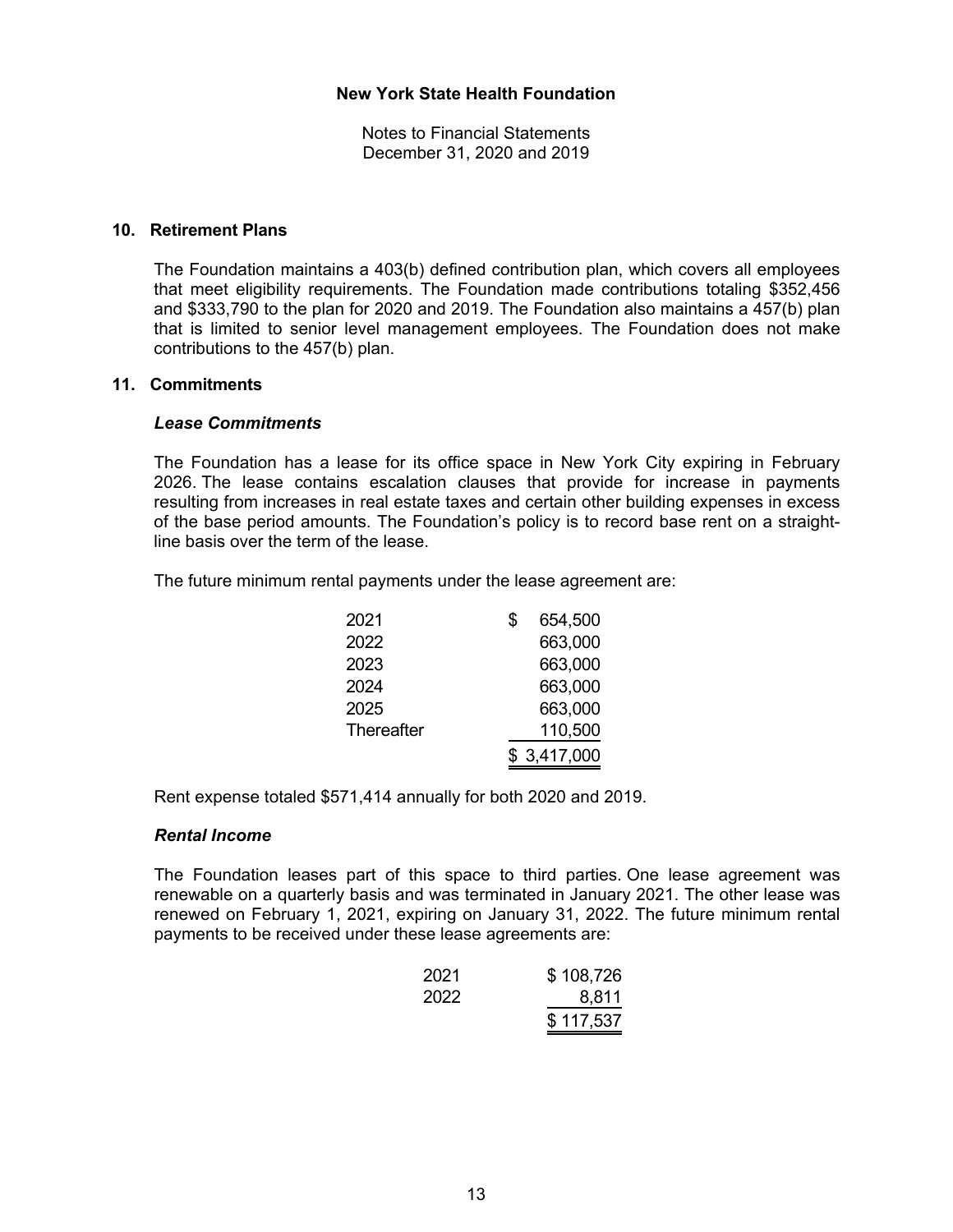# New York State Health Foundation

Notes to Financial Statements
December 31, 2020 and 2019

## 10. Retirement Plans

The Foundation maintains a 403(b) defined contribution plan, which covers all employees that meet eligibility requirements. The Foundation made contributions totaling $352,456 and $333,790 to the plan for 2020 and 2019. The Foundation also maintains a 457(b) plan that is limited to senior level management employees. The Foundation does not make contributions to the 457(b) plan.

## 11. Commitments

### *Lease Commitments*

The Foundation has a lease for its office space in New York City expiring in February 2026. The lease contains escalation clauses that provide for increase in payments resulting from increases in real estate taxes and certain other building expenses in excess of the base period amounts. The Foundation's policy is to record base rent on a straight-line basis over the term of the lease.

The future minimum rental payments under the lease agreement are:

| | |
|---|---|
| 2021 | $ 654,500 |
| 2022 | 663,000 |
| 2023 | 663,000 |
| 2024 | 663,000 |
| 2025 | 663,000 |
| Thereafter | 110,500 |
| | $ 3,417,000 |

Rent expense totaled $571,414 annually for both 2020 and 2019.

### *Rental Income*

The Foundation leases part of this space to third parties. One lease agreement was renewable on a quarterly basis and was terminated in January 2021. The other lease was renewed on February 1, 2021, expiring on January 31, 2022. The future minimum rental payments to be received under these lease agreements are:

| | |
|---|---|
| 2021 | $ 108,726 |
| 2022 | 8,811 |
| | $ 117,537 |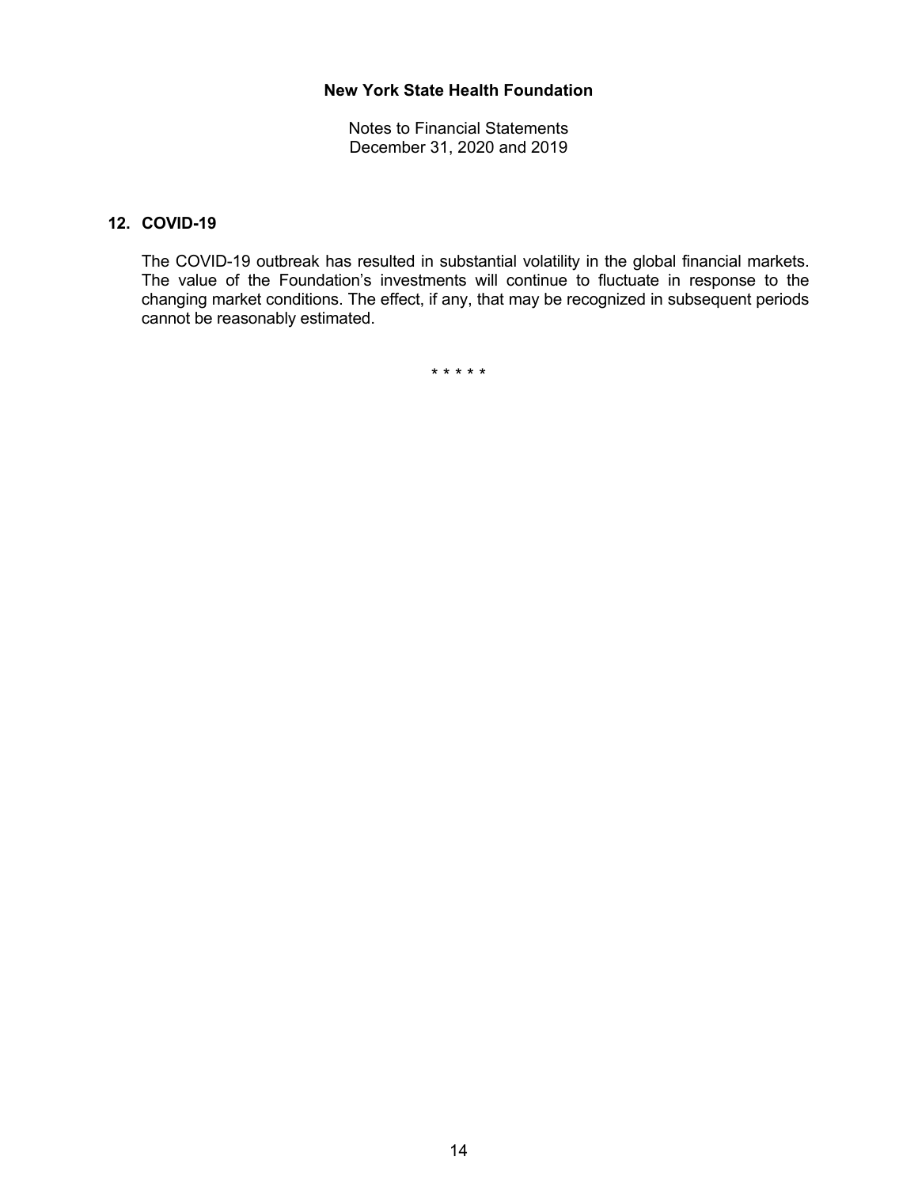## 12. COVID-19

The COVID-19 outbreak has resulted in substantial volatility in the global financial markets. The value of the Foundation's investments will continue to fluctuate in response to the changing market conditions. The effect, if any, that may be recognized in subsequent periods cannot be reasonably estimated.

\* \* \* \* \*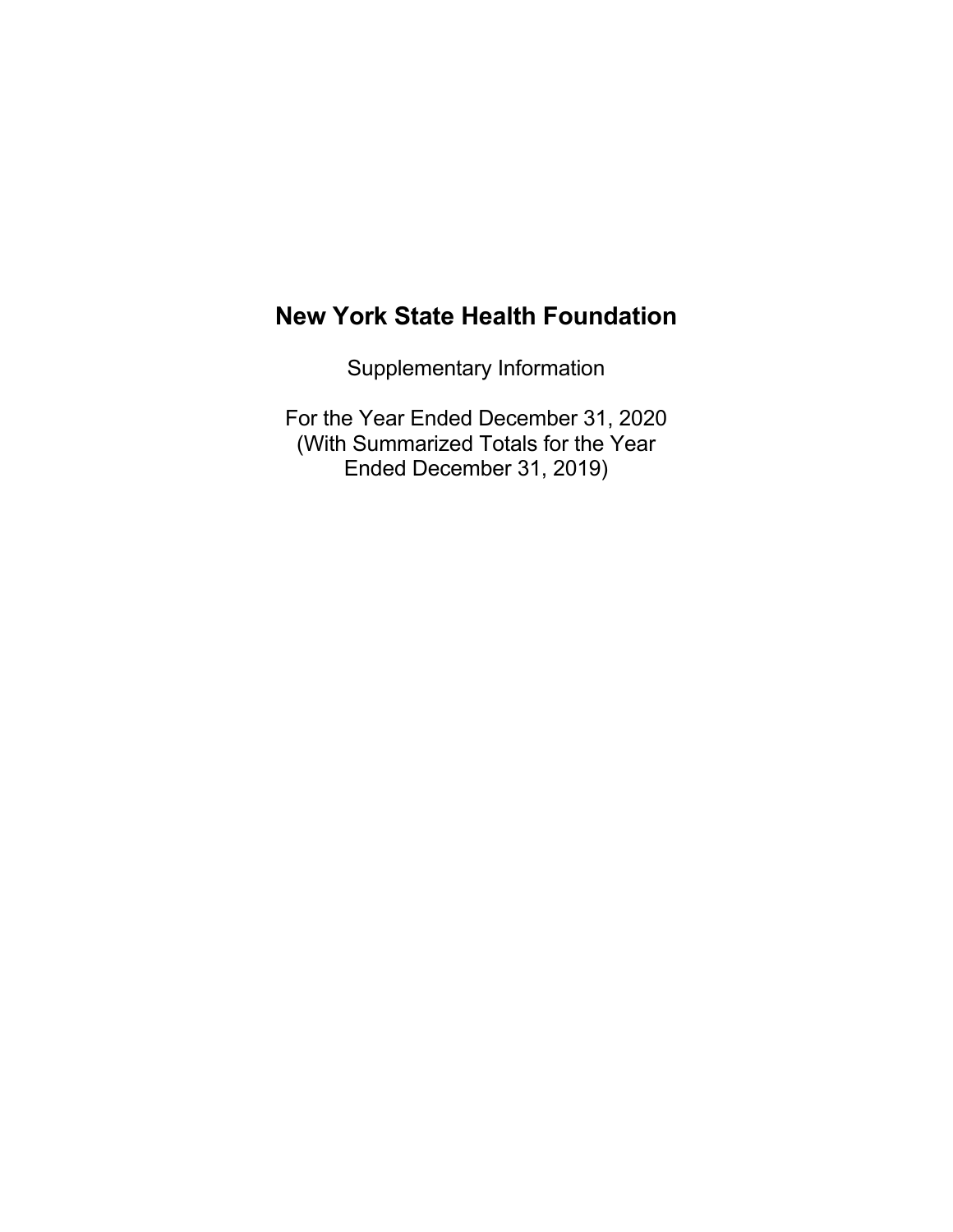# New York State Health Foundation

Supplementary Information

For the Year Ended December 31, 2020
(With Summarized Totals for the Year
Ended December 31, 2019)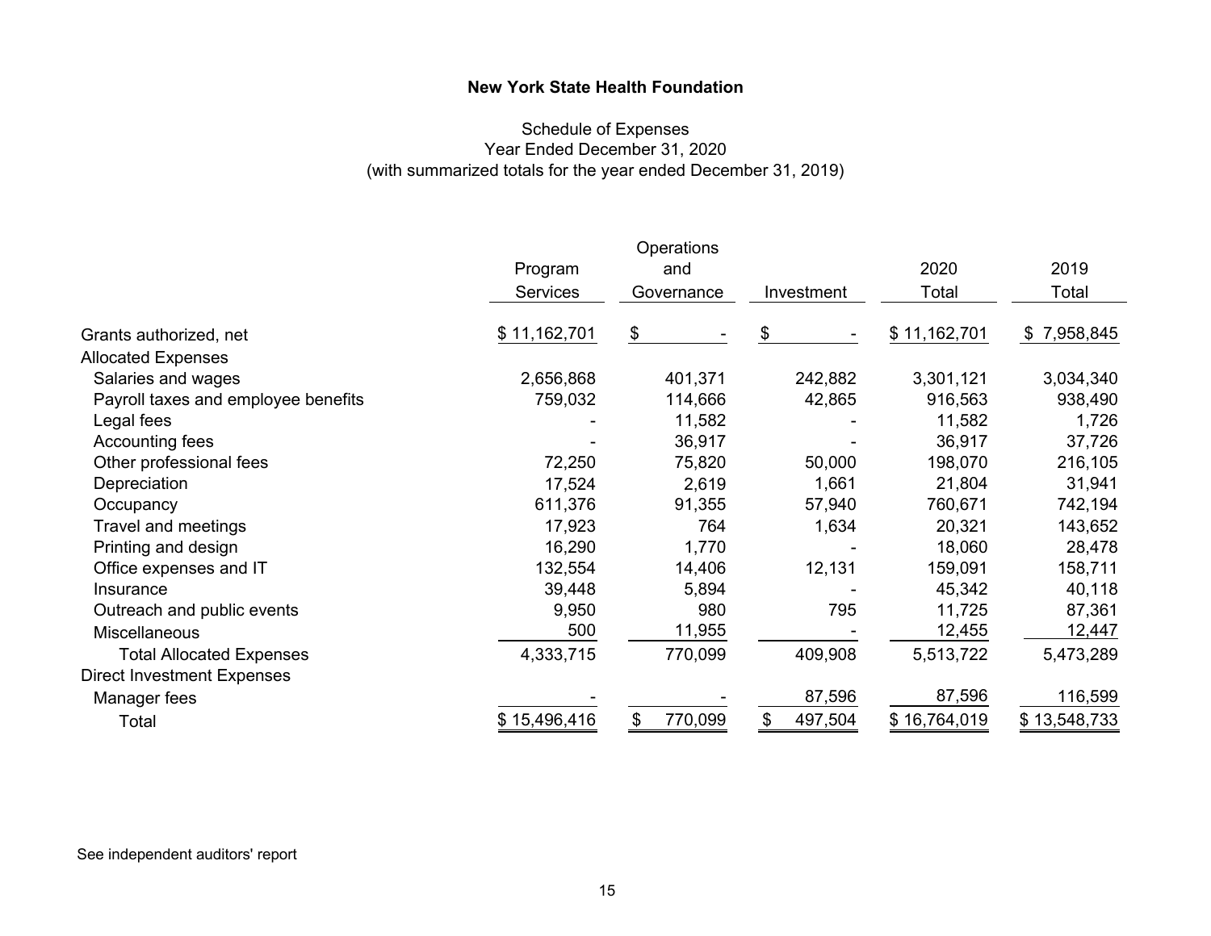**New York State Health Foundation**

Schedule of Expenses
Year Ended December 31, 2020
(with summarized totals for the year ended December 31, 2019)

| | Program Services | Operations and Governance | Investment | 2020 Total | 2019 Total |
|---|---|---|---|---|---|
| Grants authorized, net | $ 11,162,701 | $ - | $ - | $ 11,162,701 | $ 7,958,845 |
| Allocated Expenses | | | | | |
| Salaries and wages | 2,656,868 | 401,371 | 242,882 | 3,301,121 | 3,034,340 |
| Payroll taxes and employee benefits | 759,032 | 114,666 | 42,865 | 916,563 | 938,490 |
| Legal fees | - | 11,582 | - | 11,582 | 1,726 |
| Accounting fees | - | 36,917 | - | 36,917 | 37,726 |
| Other professional fees | 72,250 | 75,820 | 50,000 | 198,070 | 216,105 |
| Depreciation | 17,524 | 2,619 | 1,661 | 21,804 | 31,941 |
| Occupancy | 611,376 | 91,355 | 57,940 | 760,671 | 742,194 |
| Travel and meetings | 17,923 | 764 | 1,634 | 20,321 | 143,652 |
| Printing and design | 16,290 | 1,770 | - | 18,060 | 28,478 |
| Office expenses and IT | 132,554 | 14,406 | 12,131 | 159,091 | 158,711 |
| Insurance | 39,448 | 5,894 | - | 45,342 | 40,118 |
| Outreach and public events | 9,950 | 980 | 795 | 11,725 | 87,361 |
| Miscellaneous | 500 | 11,955 | - | 12,455 | 12,447 |
| Total Allocated Expenses | 4,333,715 | 770,099 | 409,908 | 5,513,722 | 5,473,289 |
| Direct Investment Expenses | | | | | |
| Manager fees | - | - | 87,596 | 87,596 | 116,599 |
| Total | $ 15,496,416 | $ 770,099 | $ 497,504 | $ 16,764,019 | $ 13,548,733 |

See independent auditors' report